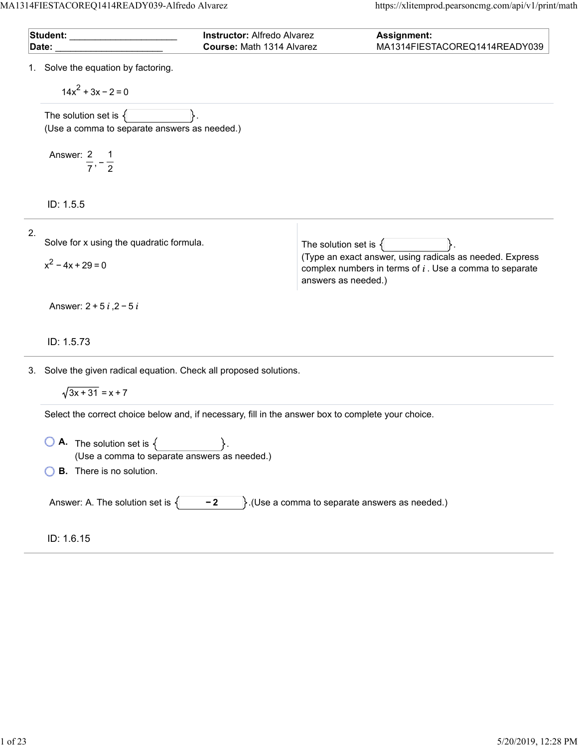| **Student:** ____________________ | **Instructor:** Alfredo Alvarez | **Assignment:** |
| --- | --- | --- |
| **Date:** ____________________ | **Course:** Math 1314 Alvarez | MA1314FIESTACOREQ1414READY039 |

1. Solve the equation by factoring.

$$14x^2 + 3x - 2 = 0$$

The solution set is $\{\ \ \ \ \ \}$.
(Use a comma to separate answers as needed.)

Answer: $\frac{2}{7}, -\frac{1}{2}$

ID: 1.5.5

---

2. Solve for x using the quadratic formula.

$$x^2 - 4x + 29 = 0$$

The solution set is $\{\ \ \ \ \ \}$.
(Type an exact answer, using radicals as needed. Express complex numbers in terms of $i$. Use a comma to separate answers as needed.)

Answer: $2 + 5i, 2 - 5i$

ID: 1.5.73

---

3. Solve the given radical equation. Check all proposed solutions.

$$\sqrt{3x + 31} = x + 7$$

Select the correct choice below and, if necessary, fill in the answer box to complete your choice.

- **A.** The solution set is $\{\ \ \ \ \ \}$.
  (Use a comma to separate answers as needed.)
- **B.** There is no solution.

Answer: A. The solution set is $\{\ -2\ \}$.(Use a comma to separate answers as needed.)

ID: 1.6.15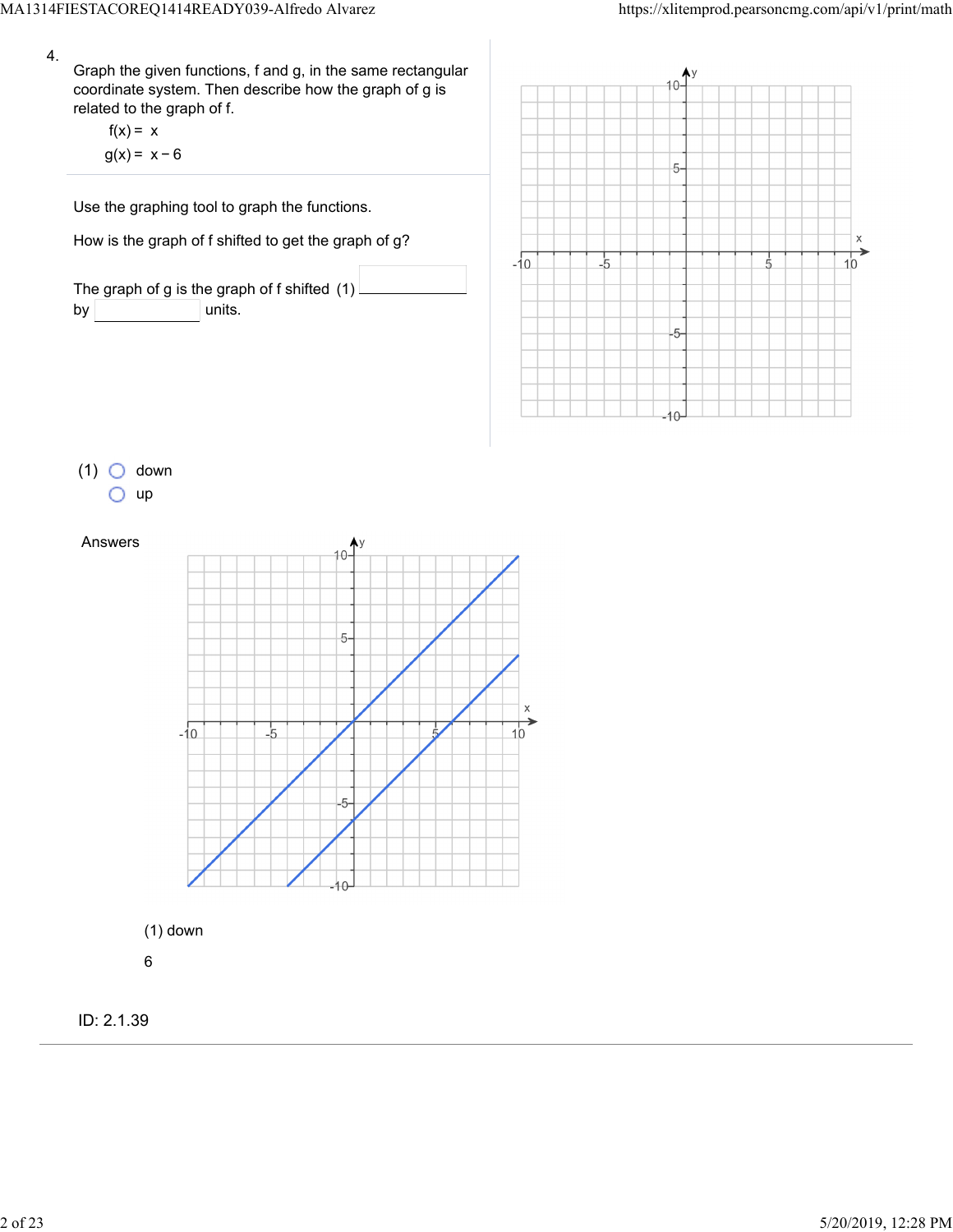4. Graph the given functions, f and g, in the same rectangular coordinate system. Then describe how the graph of g is related to the graph of f.

$f(x) = x$

$g(x) = x - 6$

Use the graphing tool to graph the functions.

How is the graph of f shifted to get the graph of g?

The graph of g is the graph of f shifted (1) \_\_\_\_\_\_\_\_ by \_\_\_\_\_\_\_\_ units.

(1) ○ down
○ up

Answers

(1) down

6

ID: 2.1.39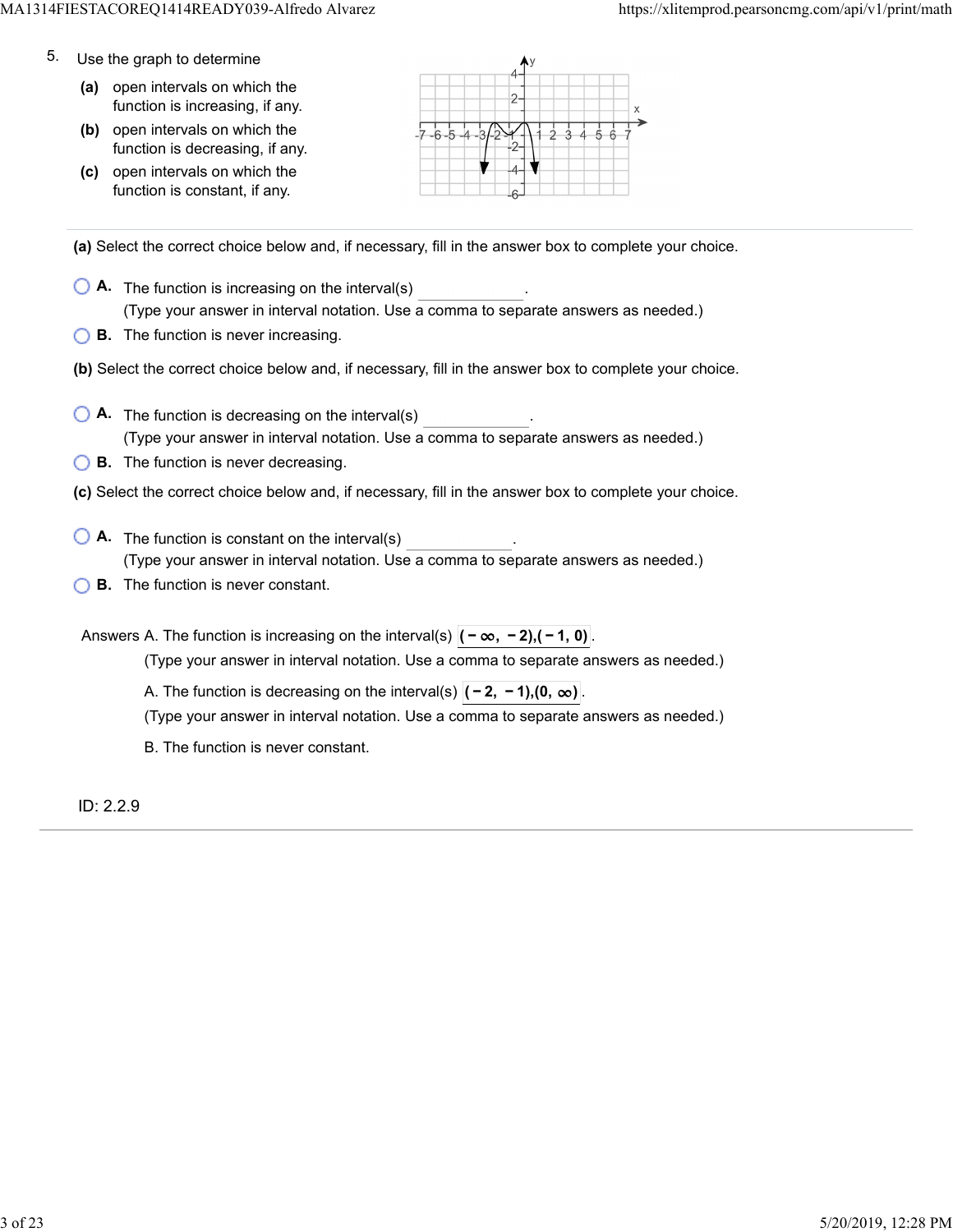5. Use the graph to determine

**(a)** open intervals on which the function is increasing, if any.

**(b)** open intervals on which the function is decreasing, if any.

**(c)** open intervals on which the function is constant, if any.

---

**(a)** Select the correct choice below and, if necessary, fill in the answer box to complete your choice.

- **A.** The function is increasing on the interval(s) \_\_\_\_\_\_\_\_\_\_\_\_.
  (Type your answer in interval notation. Use a comma to separate answers as needed.)
- **B.** The function is never increasing.

**(b)** Select the correct choice below and, if necessary, fill in the answer box to complete your choice.

- **A.** The function is decreasing on the interval(s) \_\_\_\_\_\_\_\_\_\_\_\_.
  (Type your answer in interval notation. Use a comma to separate answers as needed.)
- **B.** The function is never decreasing.

**(c)** Select the correct choice below and, if necessary, fill in the answer box to complete your choice.

- **A.** The function is constant on the interval(s) \_\_\_\_\_\_\_\_\_\_\_\_.
  (Type your answer in interval notation. Use a comma to separate answers as needed.)
- **B.** The function is never constant.

Answers A. The function is increasing on the interval(s) $(-\infty, -2),(-1, 0)$.

(Type your answer in interval notation. Use a comma to separate answers as needed.)

A. The function is decreasing on the interval(s) $(-2, -1),(0, \infty)$.

(Type your answer in interval notation. Use a comma to separate answers as needed.)

B. The function is never constant.

ID: 2.2.9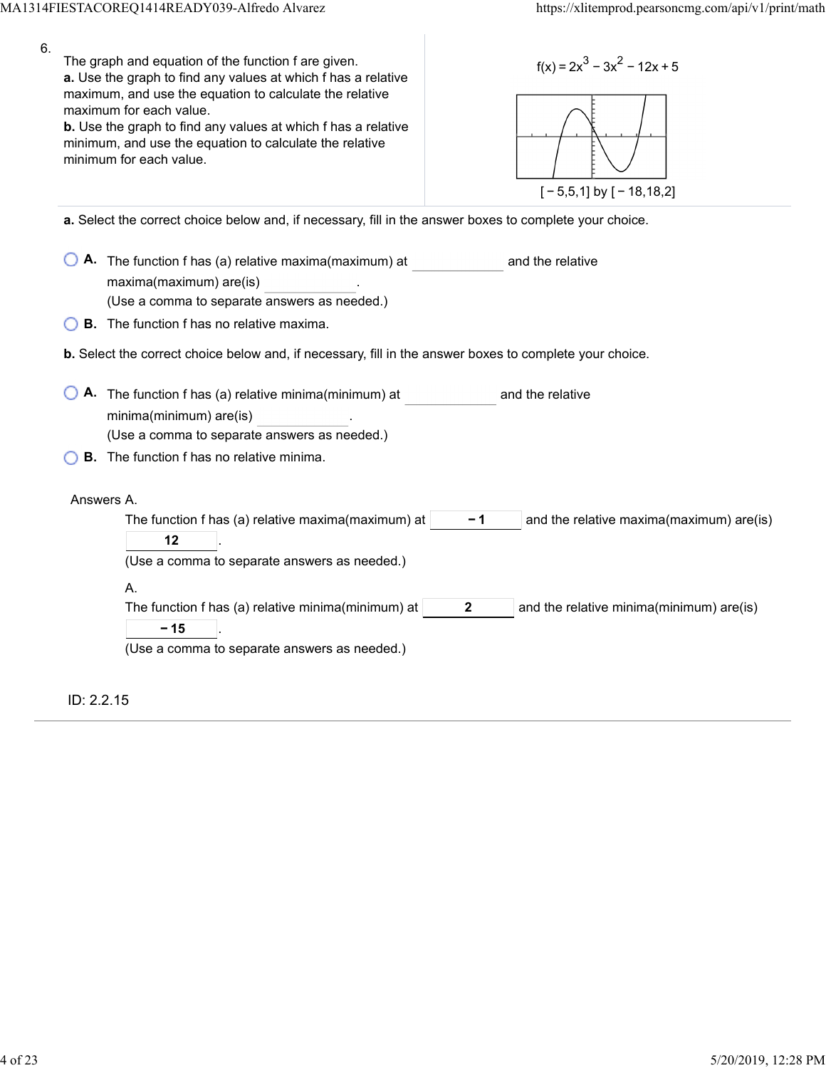6.

The graph and equation of the function f are given.

**a.** Use the graph to find any values at which f has a relative maximum, and use the equation to calculate the relative maximum for each value.

**b.** Use the graph to find any values at which f has a relative minimum, and use the equation to calculate the relative minimum for each value.

$f(x) = 2x^3 - 3x^2 - 12x + 5$

$[-5,5,1]$ by $[-18,18,2]$

**a.** Select the correct choice below and, if necessary, fill in the answer boxes to complete your choice.

- **A.** The function f has (a) relative maxima(maximum) at ____________ and the relative maxima(maximum) are(is) ____________.
  (Use a comma to separate answers as needed.)
- **B.** The function f has no relative maxima.

**b.** Select the correct choice below and, if necessary, fill in the answer boxes to complete your choice.

- **A.** The function f has (a) relative minima(minimum) at ____________ and the relative minima(minimum) are(is) ____________.
  (Use a comma to separate answers as needed.)
- **B.** The function f has no relative minima.

Answers A.

The function f has (a) relative maxima(maximum) at **−1** and the relative maxima(maximum) are(is) **12**.
(Use a comma to separate answers as needed.)

A.

The function f has (a) relative minima(minimum) at **2** and the relative minima(minimum) are(is) **−15**.
(Use a comma to separate answers as needed.)

ID: 2.2.15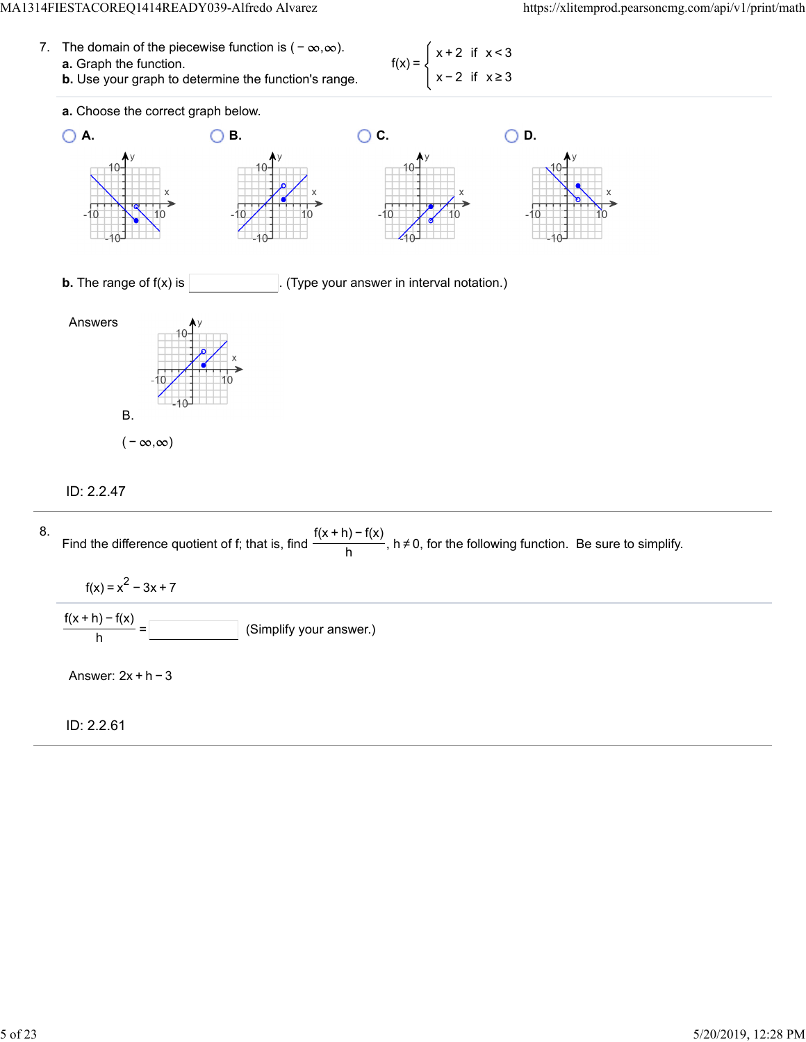7. The domain of the piecewise function is $(-\infty, \infty)$.

**a.** Graph the function.

**b.** Use your graph to determine the function's range.

$$f(x) = \begin{cases} x+2 & \text{if } x<3 \\ x-2 & \text{if } x \geq 3 \end{cases}$$

**a.** Choose the correct graph below.

- A.
- B.
- C.
- D.

**b.** The range of f(x) is ______. (Type your answer in interval notation.)

Answers

B.

$(-\infty, \infty)$

ID: 2.2.47

---

8. Find the difference quotient of f; that is, find $\frac{f(x+h)-f(x)}{h}$, $h \neq 0$, for the following function. Be sure to simplify.

$f(x) = x^2 - 3x + 7$

$\frac{f(x+h)-f(x)}{h} =$ ______ (Simplify your answer.)

Answer: $2x + h - 3$

ID: 2.2.61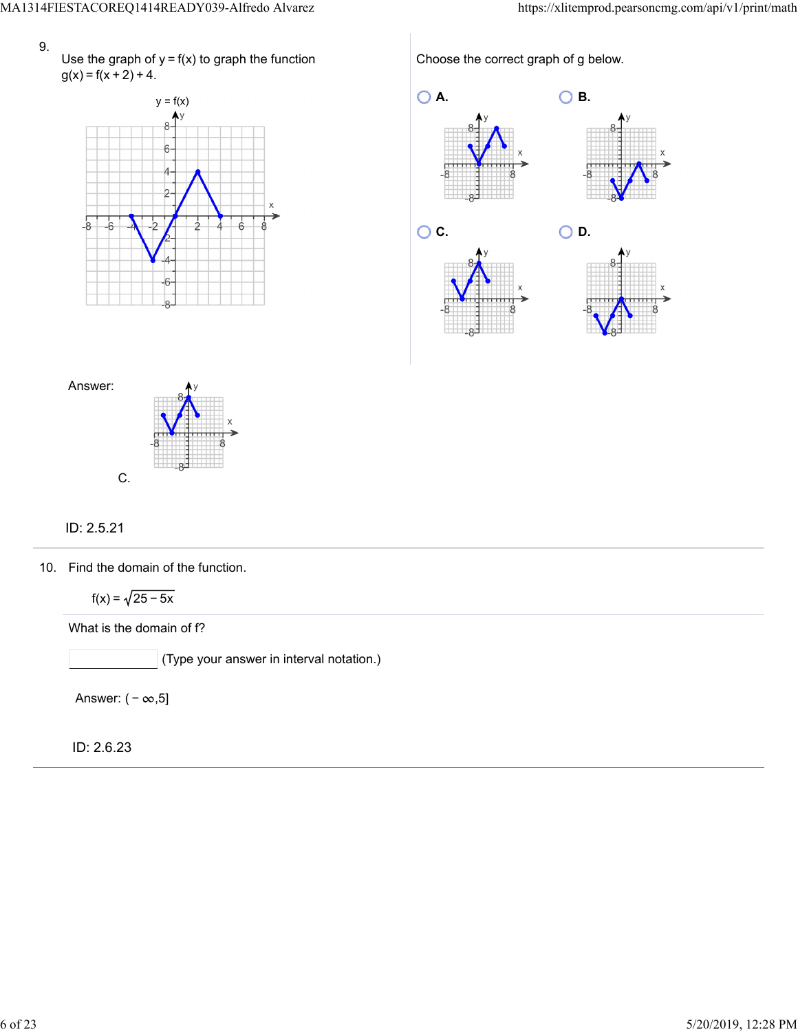9. Use the graph of $y = f(x)$ to graph the function $g(x) = f(x+2) + 4$.

y = f(x)

Choose the correct graph of g below.

A.

B.

C.

D.

Answer:

C.

ID: 2.5.21

---

10. Find the domain of the function.

$$f(x) = \sqrt{25 - 5x}$$

What is the domain of f?

______ (Type your answer in interval notation.)

Answer: $(-\infty, 5]$

ID: 2.6.23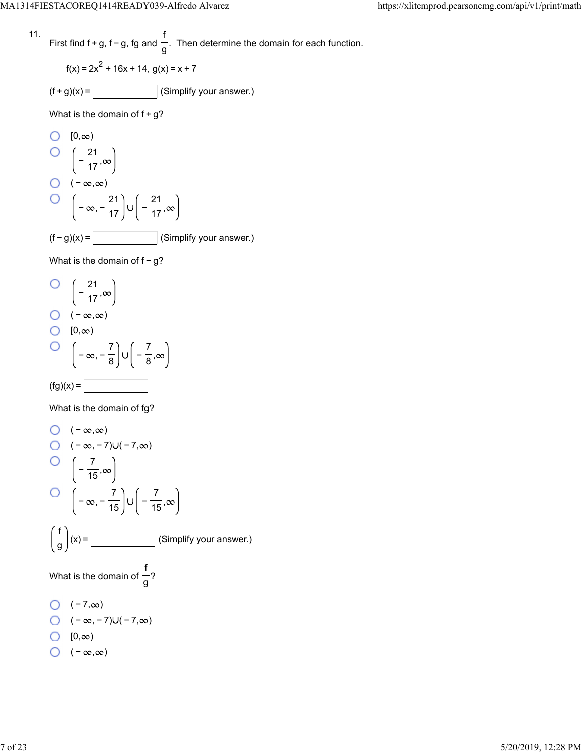11. First find f + g, f − g, fg and $\frac{f}{g}$. Then determine the domain for each function.

$f(x) = 2x^2 + 16x + 14$, $g(x) = x + 7$

---

$(f + g)(x) =$ ______ (Simplify your answer.)

What is the domain of f + g?

- ○ $[0,\infty)$
- ○ $\left(-\frac{21}{17},\infty\right)$
- ○ $(-\infty,\infty)$
- ○ $\left(-\infty,-\frac{21}{17}\right)\cup\left(-\frac{21}{17},\infty\right)$

$(f - g)(x) =$ ______ (Simplify your answer.)

What is the domain of f − g?

- ○ $\left(-\frac{21}{17},\infty\right)$
- ○ $(-\infty,\infty)$
- ○ $[0,\infty)$
- ○ $\left(-\infty,-\frac{7}{8}\right)\cup\left(-\frac{7}{8},\infty\right)$

$(fg)(x) =$ ______

What is the domain of fg?

- ○ $(-\infty,\infty)$
- ○ $(-\infty,-7)\cup(-7,\infty)$
- ○ $\left(-\frac{7}{15},\infty\right)$
- ○ $\left(-\infty,-\frac{7}{15}\right)\cup\left(-\frac{7}{15},\infty\right)$

$\left(\frac{f}{g}\right)(x) =$ ______ (Simplify your answer.)

What is the domain of $\frac{f}{g}$?

- ○ $(-7,\infty)$
- ○ $(-\infty,-7)\cup(-7,\infty)$
- ○ $[0,\infty)$
- ○ $(-\infty,\infty)$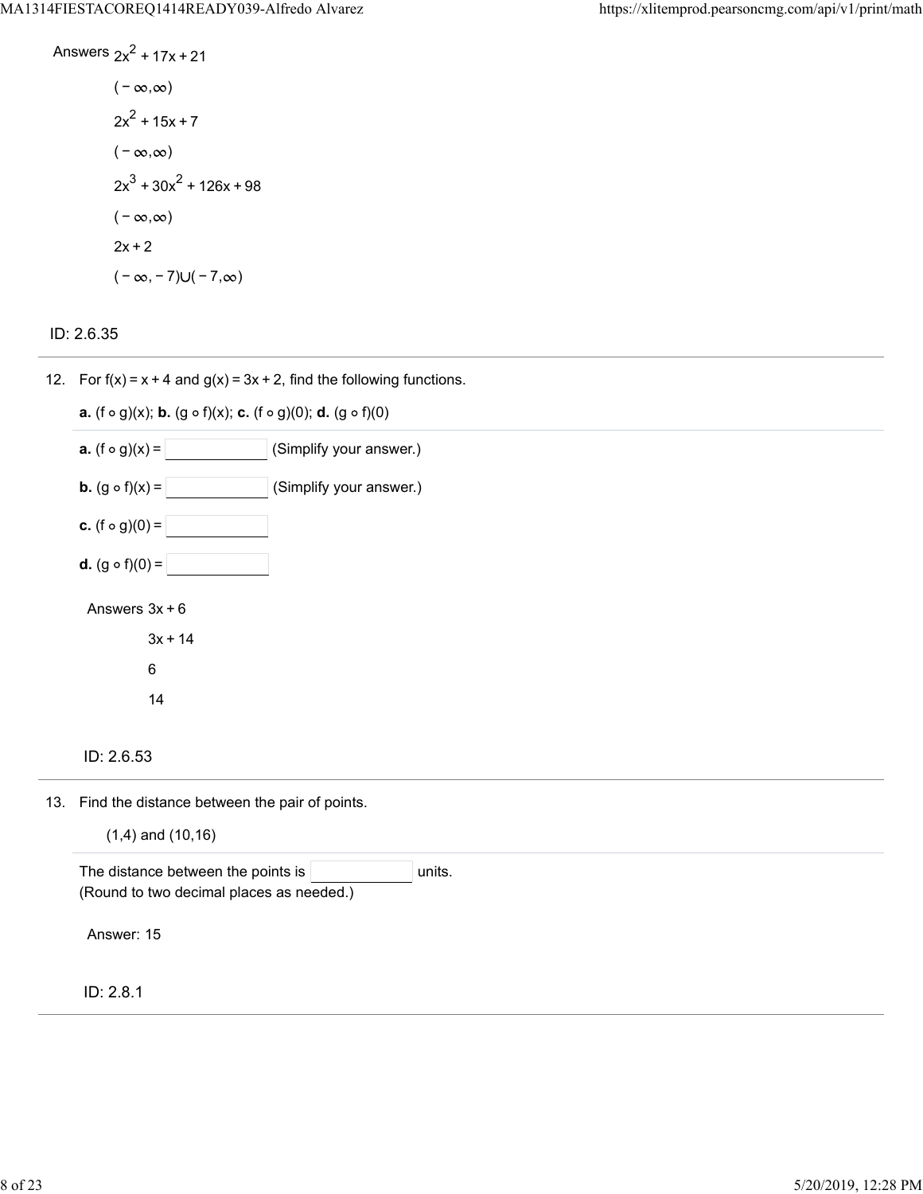Answers $2x^2 + 17x + 21$

$(-\infty, \infty)$

$2x^2 + 15x + 7$

$(-\infty, \infty)$

$2x^3 + 30x^2 + 126x + 98$

$(-\infty, \infty)$

$2x + 2$

$(-\infty, -7) \cup (-7, \infty)$

ID: 2.6.35

---

12. For $f(x) = x + 4$ and $g(x) = 3x + 2$, find the following functions.

**a.** $(f \circ g)(x)$; **b.** $(g \circ f)(x)$; **c.** $(f \circ g)(0)$; **d.** $(g \circ f)(0)$

**a.** $(f \circ g)(x) =$ ________ (Simplify your answer.)

**b.** $(g \circ f)(x) =$ ________ (Simplify your answer.)

**c.** $(f \circ g)(0) =$ ________

**d.** $(g \circ f)(0) =$ ________

Answers $3x + 6$

$3x + 14$

$6$

$14$

ID: 2.6.53

---

13. Find the distance between the pair of points.

(1,4) and (10,16)

The distance between the points is ________ units.
(Round to two decimal places as needed.)

Answer: 15

ID: 2.8.1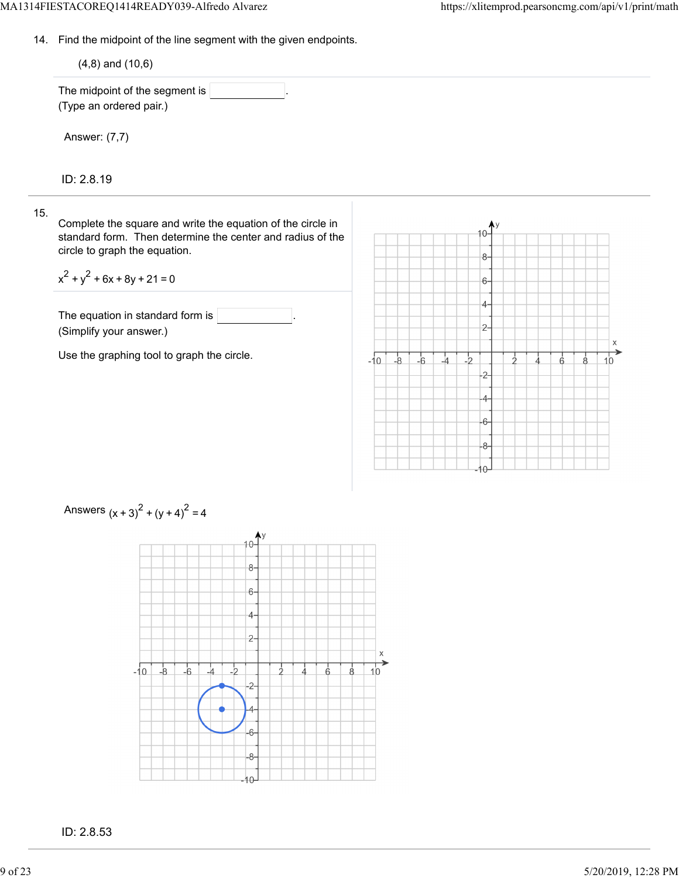14. Find the midpoint of the line segment with the given endpoints.

    (4,8) and (10,6)

The midpoint of the segment is ______.
(Type an ordered pair.)

Answer: (7,7)

ID: 2.8.19

---

15. Complete the square and write the equation of the circle in standard form. Then determine the center and radius of the circle to graph the equation.

$x^2 + y^2 + 6x + 8y + 21 = 0$

The equation in standard form is ______.
(Simplify your answer.)

Use the graphing tool to graph the circle.

Answers $(x+3)^2 + (y+4)^2 = 4$

ID: 2.8.53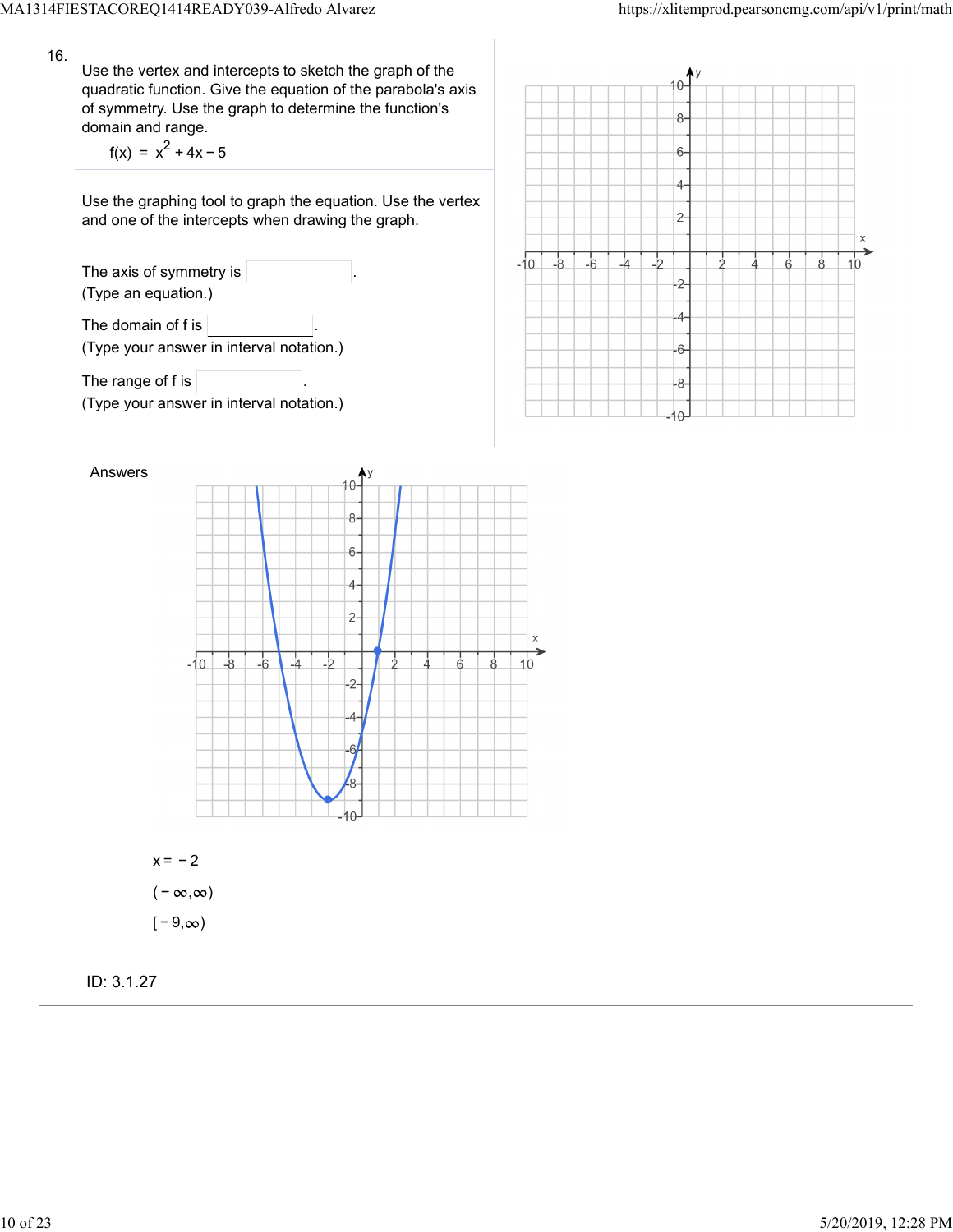16.

Use the vertex and intercepts to sketch the graph of the quadratic function. Give the equation of the parabola's axis of symmetry. Use the graph to determine the function's domain and range.

$f(x) = x^2 + 4x - 5$

Use the graphing tool to graph the equation. Use the vertex and one of the intercepts when drawing the graph.

The axis of symmetry is ________.
(Type an equation.)

The domain of f is ________.
(Type your answer in interval notation.)

The range of f is ________.
(Type your answer in interval notation.)

Answers

$x = -2$

$(-\infty, \infty)$

$[-9, \infty)$

ID: 3.1.27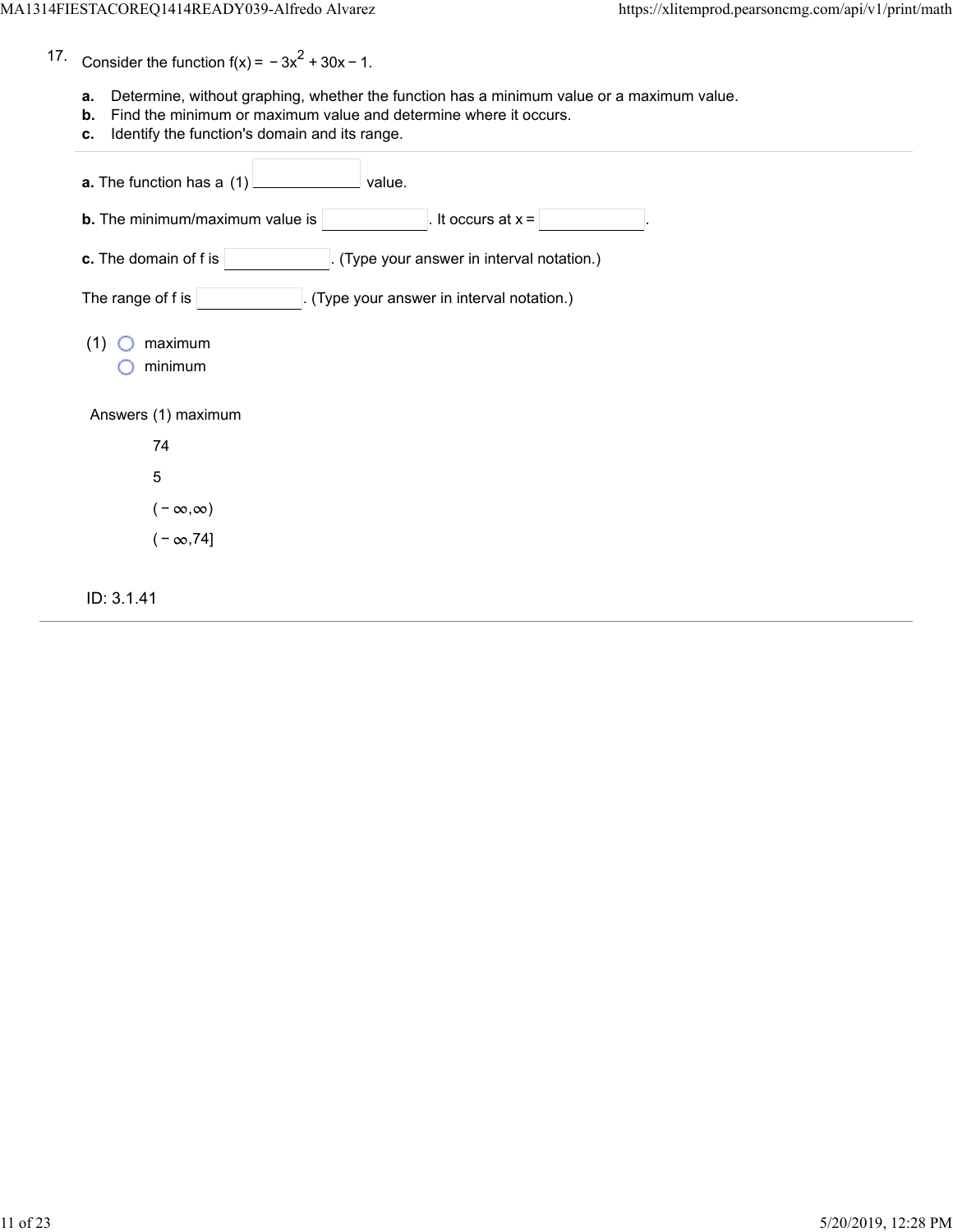17. Consider the function $f(x) = -3x^2 + 30x - 1$.

**a.** Determine, without graphing, whether the function has a minimum value or a maximum value.
**b.** Find the minimum or maximum value and determine where it occurs.
**c.** Identify the function's domain and its range.

---

**a.** The function has a (1) ____________ value.

**b.** The minimum/maximum value is ____________. It occurs at $x =$ ____________.

**c.** The domain of f is ____________. (Type your answer in interval notation.)

The range of f is ____________. (Type your answer in interval notation.)

(1) ○ maximum
○ minimum

Answers (1) maximum

74

5

$(-\infty,\infty)$

$(-\infty,74]$

ID: 3.1.41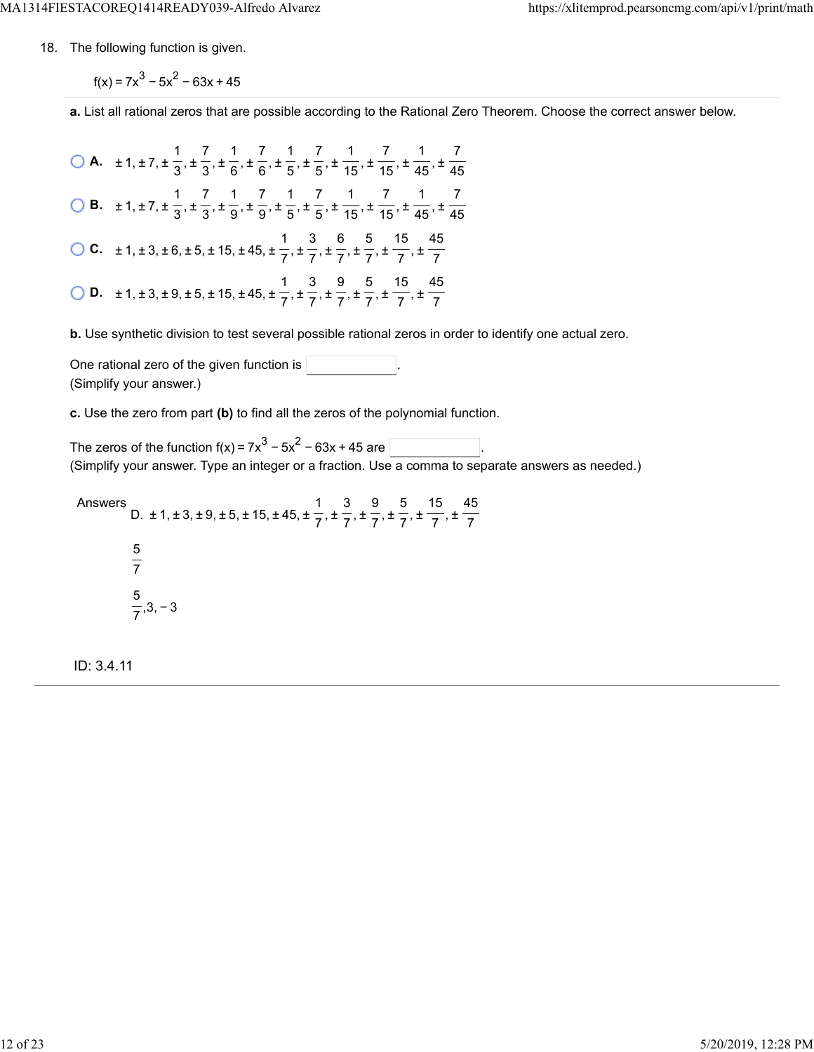18. The following function is given.

$f(x) = 7x^3 - 5x^2 - 63x + 45$

**a.** List all rational zeros that are possible according to the Rational Zero Theorem. Choose the correct answer below.

- **A.** $\pm 1, \pm 7, \pm \frac{1}{3}, \pm \frac{7}{3}, \pm \frac{1}{6}, \pm \frac{7}{6}, \pm \frac{1}{5}, \pm \frac{7}{5}, \pm \frac{1}{15}, \pm \frac{7}{15}, \pm \frac{1}{45}, \pm \frac{7}{45}$
- **B.** $\pm 1, \pm 7, \pm \frac{1}{3}, \pm \frac{7}{3}, \pm \frac{1}{9}, \pm \frac{7}{9}, \pm \frac{1}{5}, \pm \frac{7}{5}, \pm \frac{1}{15}, \pm \frac{7}{15}, \pm \frac{1}{45}, \pm \frac{7}{45}$
- **C.** $\pm 1, \pm 3, \pm 6, \pm 5, \pm 15, \pm 45, \pm \frac{1}{7}, \pm \frac{3}{7}, \pm \frac{6}{7}, \pm \frac{5}{7}, \pm \frac{15}{7}, \pm \frac{45}{7}$
- **D.** $\pm 1, \pm 3, \pm 9, \pm 5, \pm 15, \pm 45, \pm \frac{1}{7}, \pm \frac{3}{7}, \pm \frac{9}{7}, \pm \frac{5}{7}, \pm \frac{15}{7}, \pm \frac{45}{7}$

**b.** Use synthetic division to test several possible rational zeros in order to identify one actual zero.

One rational zero of the given function is \_\_\_\_\_\_\_\_.
(Simplify your answer.)

**c.** Use the zero from part **(b)** to find all the zeros of the polynomial function.

The zeros of the function $f(x) = 7x^3 - 5x^2 - 63x + 45$ are \_\_\_\_\_\_\_\_.
(Simplify your answer. Type an integer or a fraction. Use a comma to separate answers as needed.)

Answers D. $\pm 1, \pm 3, \pm 9, \pm 5, \pm 15, \pm 45, \pm \frac{1}{7}, \pm \frac{3}{7}, \pm \frac{9}{7}, \pm \frac{5}{7}, \pm \frac{15}{7}, \pm \frac{45}{7}$

$\frac{5}{7}$

$\frac{5}{7}, 3, -3$

ID: 3.4.11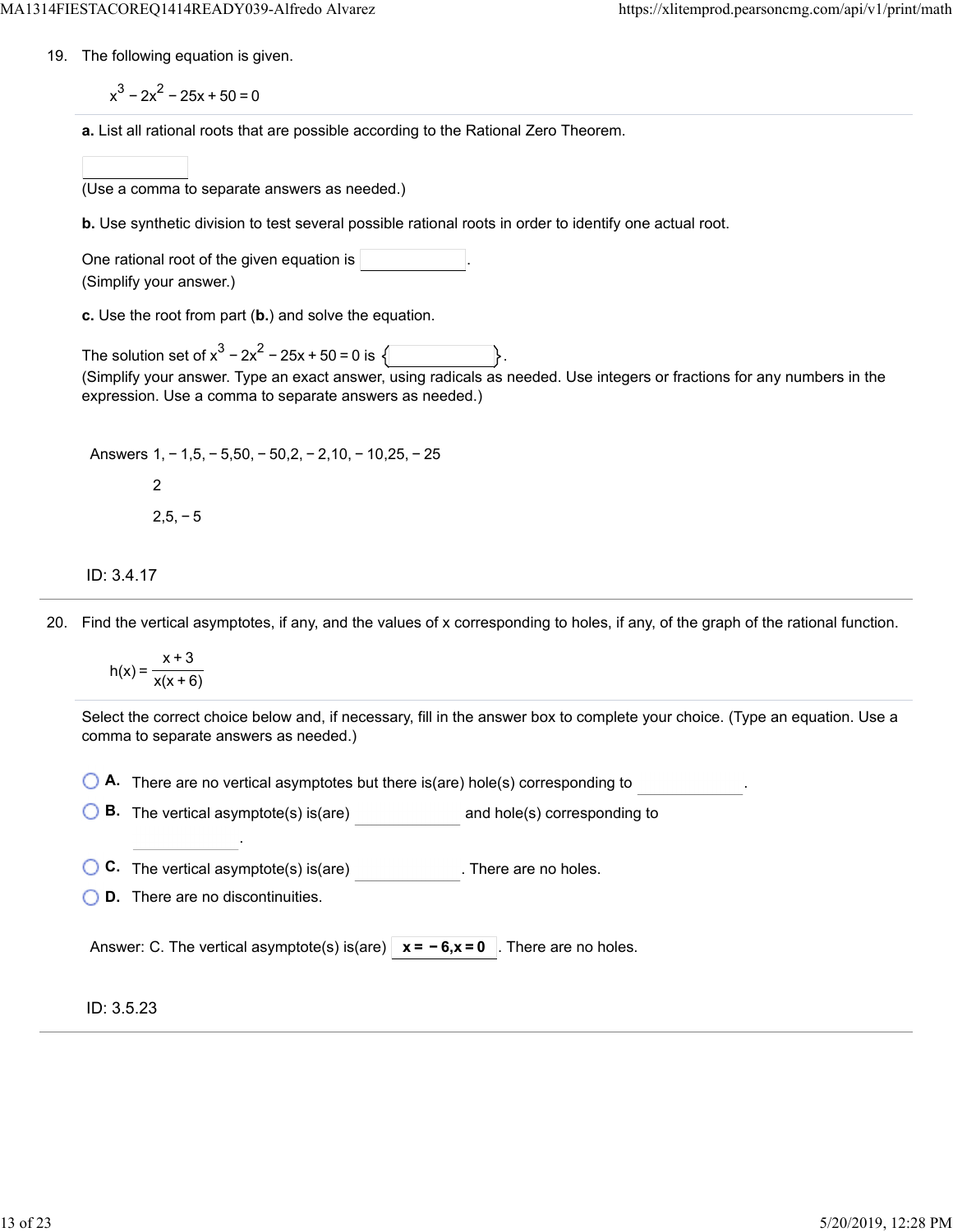19. The following equation is given.

$$x^3 - 2x^2 - 25x + 50 = 0$$

**a.** List all rational roots that are possible according to the Rational Zero Theorem.

(Use a comma to separate answers as needed.)

**b.** Use synthetic division to test several possible rational roots in order to identify one actual root.

One rational root of the given equation is \_\_\_\_\_\_\_\_.
(Simplify your answer.)

**c.** Use the root from part (**b.**) and solve the equation.

The solution set of $x^3 - 2x^2 - 25x + 50 = 0$ is $\{$ \_\_\_\_\_\_\_\_ $\}$.
(Simplify your answer. Type an exact answer, using radicals as needed. Use integers or fractions for any numbers in the expression. Use a comma to separate answers as needed.)

Answers $1, -1, 5, -5, 50, -50, 2, -2, 10, -10, 25, -25$

$2$

$2, 5, -5$

ID: 3.4.17

20. Find the vertical asymptotes, if any, and the values of x corresponding to holes, if any, of the graph of the rational function.

$$h(x) = \frac{x + 3}{x(x + 6)}$$

Select the correct choice below and, if necessary, fill in the answer box to complete your choice. (Type an equation. Use a comma to separate answers as needed.)

- **A.** There are no vertical asymptotes but there is(are) hole(s) corresponding to \_\_\_\_\_\_\_\_.
- **B.** The vertical asymptote(s) is(are) \_\_\_\_\_\_\_\_ and hole(s) corresponding to \_\_\_\_\_\_\_\_.
- **C.** The vertical asymptote(s) is(are) \_\_\_\_\_\_\_\_. There are no holes.
- **D.** There are no discontinuities.

Answer: C. The vertical asymptote(s) is(are) **$x = -6, x = 0$**. There are no holes.

ID: 3.5.23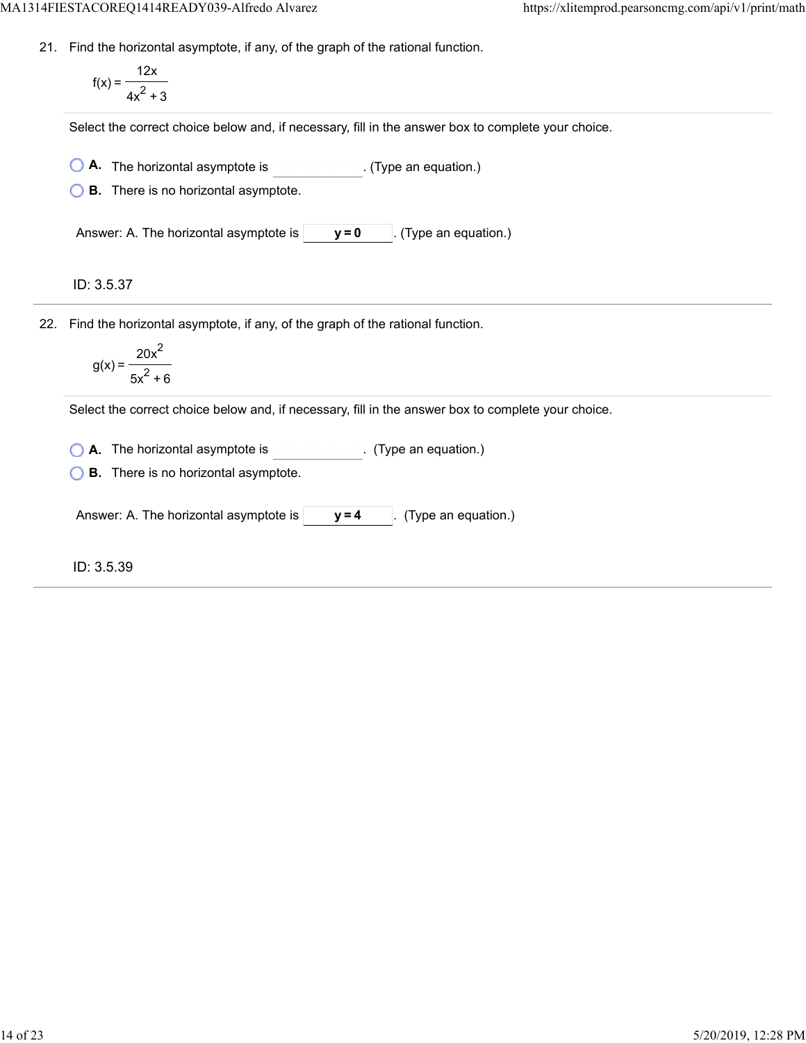21. Find the horizontal asymptote, if any, of the graph of the rational function.

$$f(x) = \frac{12x}{4x^2 + 3}$$

Select the correct choice below and, if necessary, fill in the answer box to complete your choice.

- A. The horizontal asymptote is ____________. (Type an equation.)
- B. There is no horizontal asymptote.

Answer: A. The horizontal asymptote is **$y = 0$**. (Type an equation.)

ID: 3.5.37

---

22. Find the horizontal asymptote, if any, of the graph of the rational function.

$$g(x) = \frac{20x^2}{5x^2 + 6}$$

Select the correct choice below and, if necessary, fill in the answer box to complete your choice.

- A. The horizontal asymptote is ____________. (Type an equation.)
- B. There is no horizontal asymptote.

Answer: A. The horizontal asymptote is **$y = 4$**. (Type an equation.)

ID: 3.5.39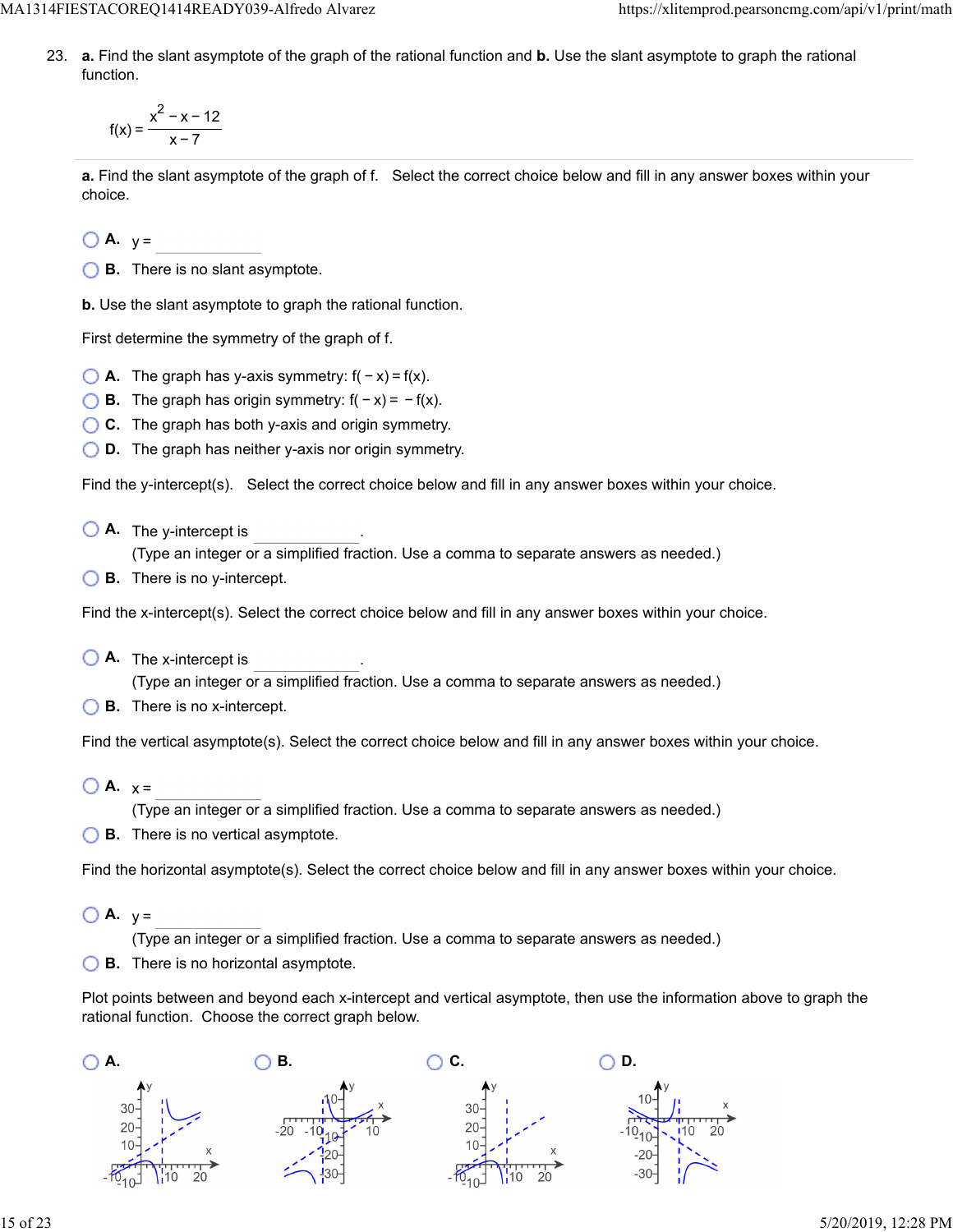23. **a.** Find the slant asymptote of the graph of the rational function and **b.** Use the slant asymptote to graph the rational function.

$$f(x) = \frac{x^2 - x - 12}{x - 7}$$

**a.** Find the slant asymptote of the graph of f. Select the correct choice below and fill in any answer boxes within your choice.

- **A.** y = ______
- **B.** There is no slant asymptote.

**b.** Use the slant asymptote to graph the rational function.

First determine the symmetry of the graph of f.

- **A.** The graph has y-axis symmetry: $f(-x) = f(x)$.
- **B.** The graph has origin symmetry: $f(-x) = -f(x)$.
- **C.** The graph has both y-axis and origin symmetry.
- **D.** The graph has neither y-axis nor origin symmetry.

Find the y-intercept(s). Select the correct choice below and fill in any answer boxes within your choice.

- **A.** The y-intercept is ______.
  (Type an integer or a simplified fraction. Use a comma to separate answers as needed.)
- **B.** There is no y-intercept.

Find the x-intercept(s). Select the correct choice below and fill in any answer boxes within your choice.

- **A.** The x-intercept is ______.
  (Type an integer or a simplified fraction. Use a comma to separate answers as needed.)
- **B.** There is no x-intercept.

Find the vertical asymptote(s). Select the correct choice below and fill in any answer boxes within your choice.

- **A.** x = ______
  (Type an integer or a simplified fraction. Use a comma to separate answers as needed.)
- **B.** There is no vertical asymptote.

Find the horizontal asymptote(s). Select the correct choice below and fill in any answer boxes within your choice.

- **A.** y = ______
  (Type an integer or a simplified fraction. Use a comma to separate answers as needed.)
- **B.** There is no horizontal asymptote.

Plot points between and beyond each x-intercept and vertical asymptote, then use the information above to graph the rational function. Choose the correct graph below.

- **A.**
- **B.**
- **C.**
- **D.**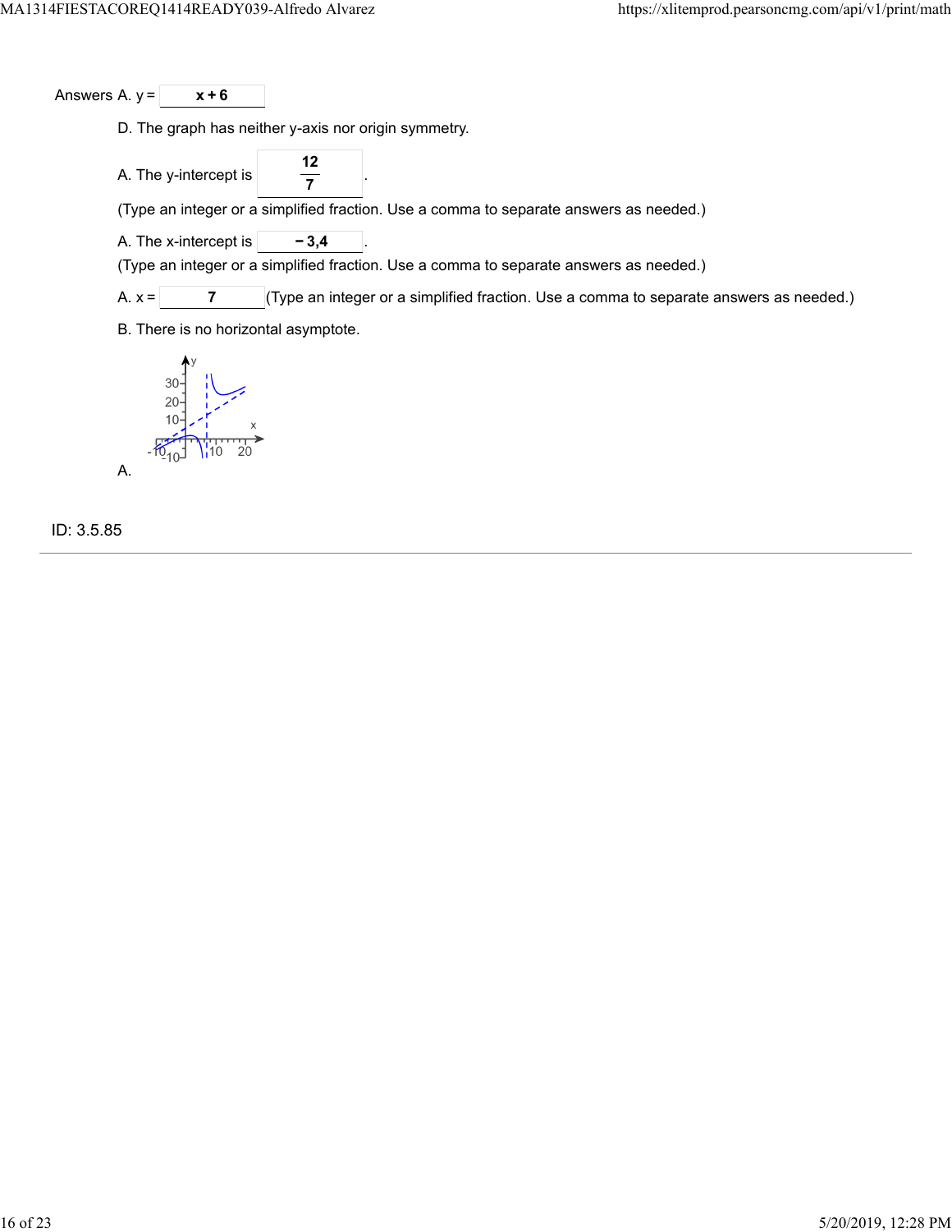Answers A. $y = $ **$x + 6$**

D. The graph has neither y-axis nor origin symmetry.

A. The y-intercept is $\frac{12}{7}$.

(Type an integer or a simplified fraction. Use a comma to separate answers as needed.)

A. The x-intercept is **$-3,4$**.

(Type an integer or a simplified fraction. Use a comma to separate answers as needed.)

A. $x = $ **7** (Type an integer or a simplified fraction. Use a comma to separate answers as needed.)

B. There is no horizontal asymptote.

A.

ID: 3.5.85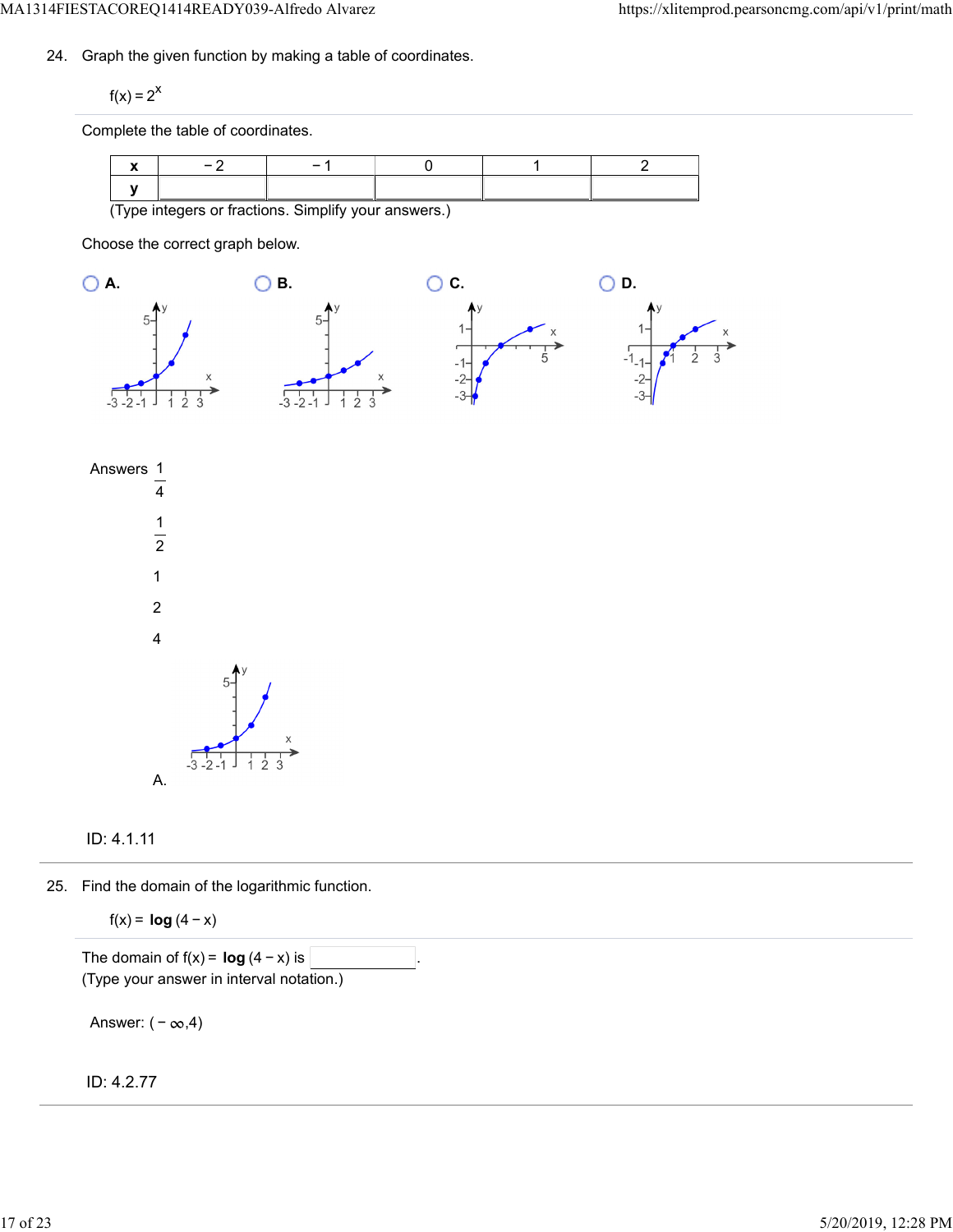24. Graph the given function by making a table of coordinates.

$f(x) = 2^x$

Complete the table of coordinates.

| x | −2 | −1 | 0 | 1 | 2 |
|---|---|---|---|---|---|
| y | | | | | |

(Type integers or fractions. Simplify your answers.)

Choose the correct graph below.

A.

B.

C.

D.

Answers $\frac{1}{4}$

$\frac{1}{2}$

1

2

4

A.

ID: 4.1.11

25. Find the domain of the logarithmic function.

$f(x) = \log(4 - x)$

The domain of $f(x) = \log(4 - x)$ is \_\_\_\_\_\_\_\_.
(Type your answer in interval notation.)

Answer: $(-\infty, 4)$

ID: 4.2.77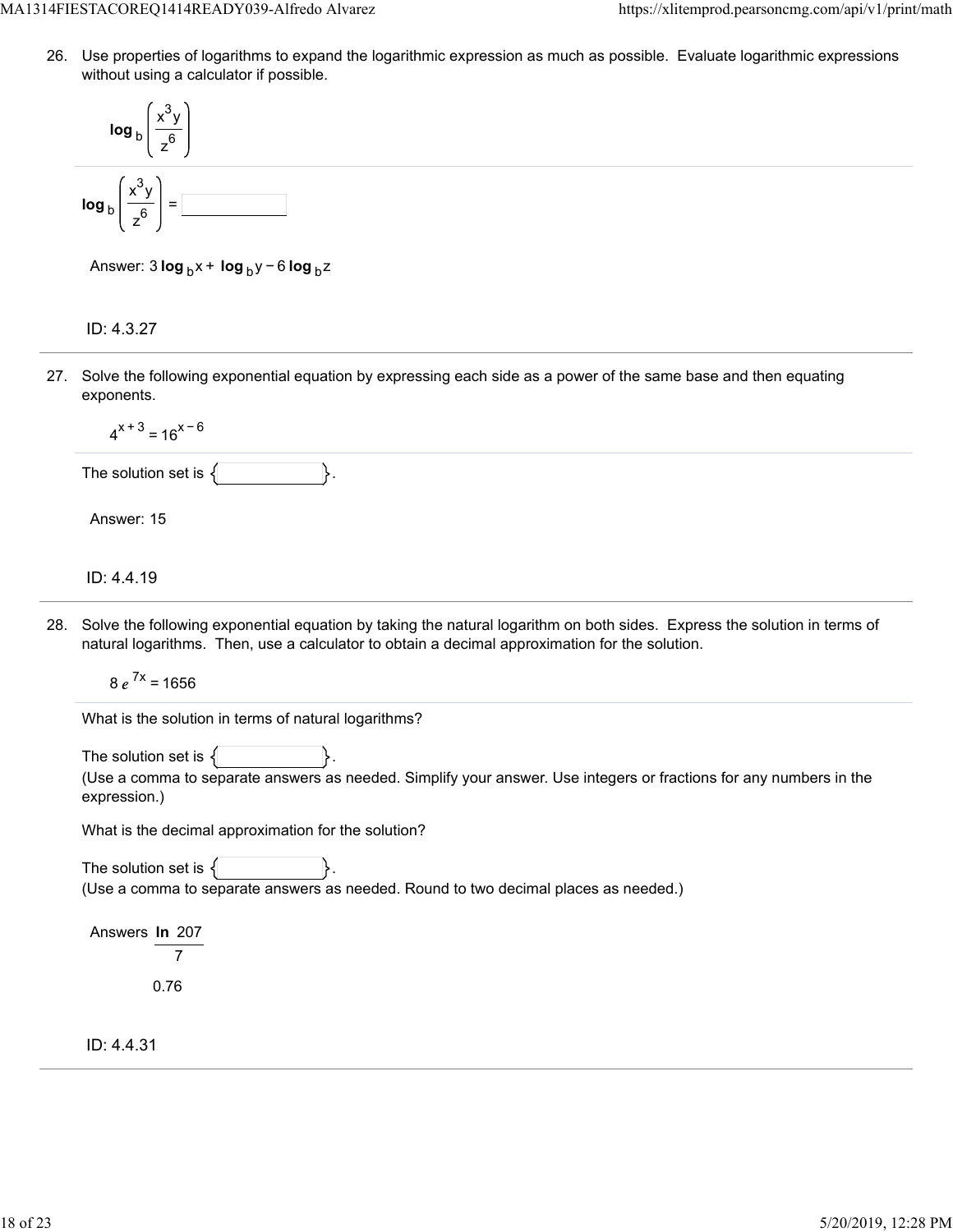26. Use properties of logarithms to expand the logarithmic expression as much as possible. Evaluate logarithmic expressions without using a calculator if possible.

$$\log_b\left(\frac{x^3 y}{z^6}\right)$$

$\log_b\left(\frac{x^3 y}{z^6}\right) =$ ______

Answer: $3\log_b x + \log_b y - 6\log_b z$

ID: 4.3.27

27. Solve the following exponential equation by expressing each side as a power of the same base and then equating exponents.

$$4^{x+3} = 16^{x-6}$$

The solution set is { ______ }.

Answer: 15

ID: 4.4.19

28. Solve the following exponential equation by taking the natural logarithm on both sides. Express the solution in terms of natural logarithms. Then, use a calculator to obtain a decimal approximation for the solution.

$$8e^{7x} = 1656$$

What is the solution in terms of natural logarithms?

The solution set is { ______ }.
(Use a comma to separate answers as needed. Simplify your answer. Use integers or fractions for any numbers in the expression.)

What is the decimal approximation for the solution?

The solution set is { ______ }.
(Use a comma to separate answers as needed. Round to two decimal places as needed.)

Answers $\frac{\ln 207}{7}$

0.76

ID: 4.4.31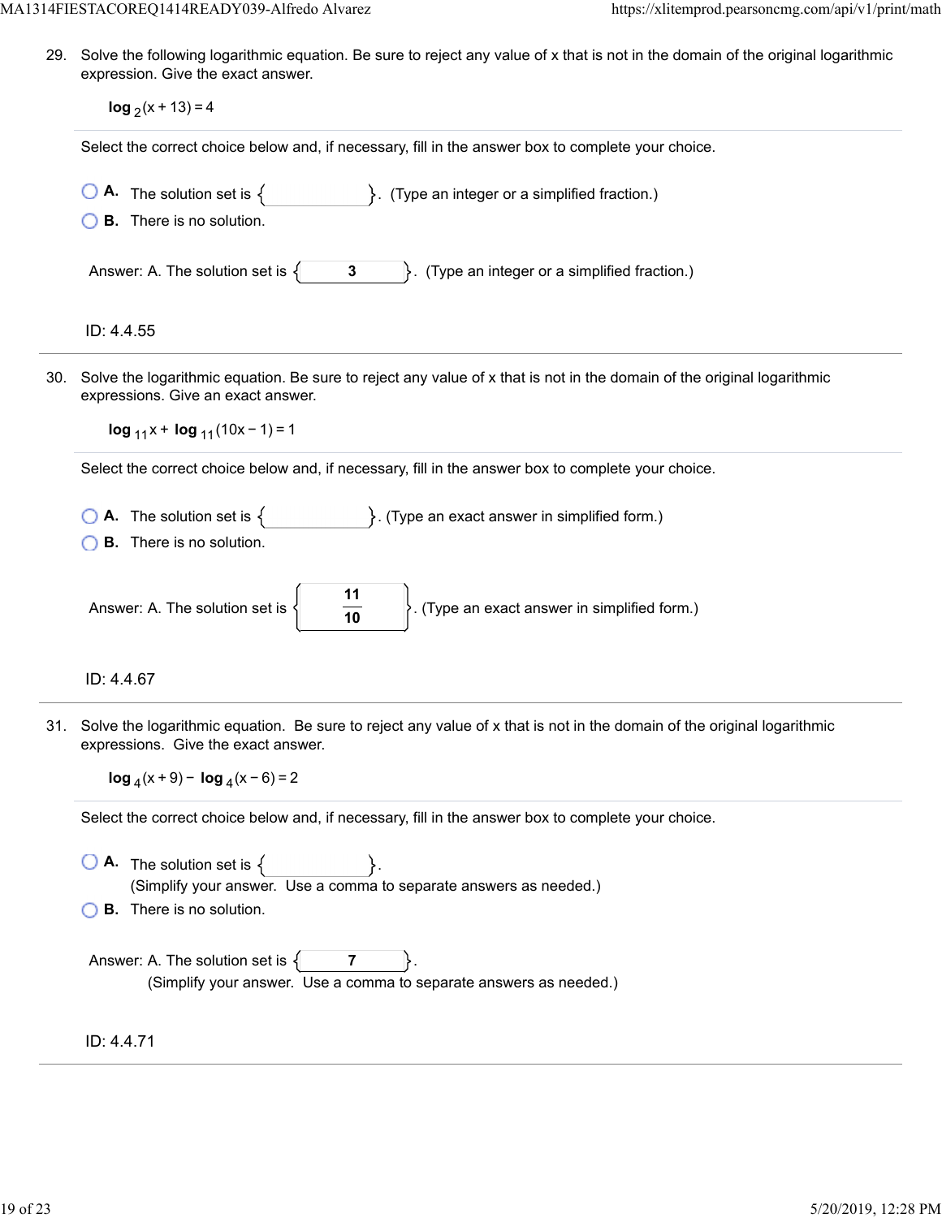29. Solve the following logarithmic equation. Be sure to reject any value of x that is not in the domain of the original logarithmic expression. Give the exact answer.

    $\log_2(x+13)=4$

    Select the correct choice below and, if necessary, fill in the answer box to complete your choice.

    - **A.** The solution set is { }. (Type an integer or a simplified fraction.)
    - **B.** There is no solution.

    Answer: A. The solution set is { **3** }. (Type an integer or a simplified fraction.)

    ID: 4.4.55

30. Solve the logarithmic equation. Be sure to reject any value of x that is not in the domain of the original logarithmic expressions. Give an exact answer.

    $\log_{11}x+\log_{11}(10x-1)=1$

    Select the correct choice below and, if necessary, fill in the answer box to complete your choice.

    - **A.** The solution set is { }. (Type an exact answer in simplified form.)
    - **B.** There is no solution.

    Answer: A. The solution set is { $\frac{11}{10}$ }. (Type an exact answer in simplified form.)

    ID: 4.4.67

31. Solve the logarithmic equation. Be sure to reject any value of x that is not in the domain of the original logarithmic expressions. Give the exact answer.

    $\log_4(x+9)-\log_4(x-6)=2$

    Select the correct choice below and, if necessary, fill in the answer box to complete your choice.

    - **A.** The solution set is { }.
      (Simplify your answer. Use a comma to separate answers as needed.)
    - **B.** There is no solution.

    Answer: A. The solution set is { **7** }.
    (Simplify your answer. Use a comma to separate answers as needed.)

    ID: 4.4.71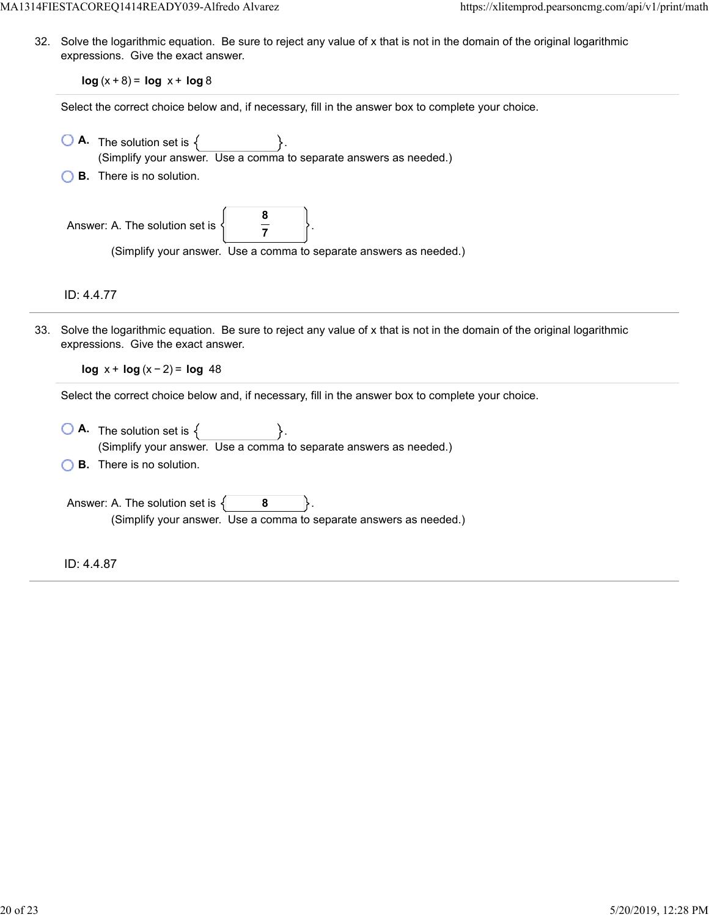32. Solve the logarithmic equation. Be sure to reject any value of x that is not in the domain of the original logarithmic expressions. Give the exact answer.

$$\log(x+8) = \log x + \log 8$$

Select the correct choice below and, if necessary, fill in the answer box to complete your choice.

- A. The solution set is { }.
  (Simplify your answer. Use a comma to separate answers as needed.)
- B. There is no solution.

Answer: A. The solution set is $\left\{ \frac{8}{7} \right\}$.
(Simplify your answer. Use a comma to separate answers as needed.)

ID: 4.4.77

---

33. Solve the logarithmic equation. Be sure to reject any value of x that is not in the domain of the original logarithmic expressions. Give the exact answer.

$$\log x + \log(x-2) = \log 48$$

Select the correct choice below and, if necessary, fill in the answer box to complete your choice.

- A. The solution set is { }.
  (Simplify your answer. Use a comma to separate answers as needed.)
- B. There is no solution.

Answer: A. The solution set is $\{ 8 \}$.
(Simplify your answer. Use a comma to separate answers as needed.)

ID: 4.4.87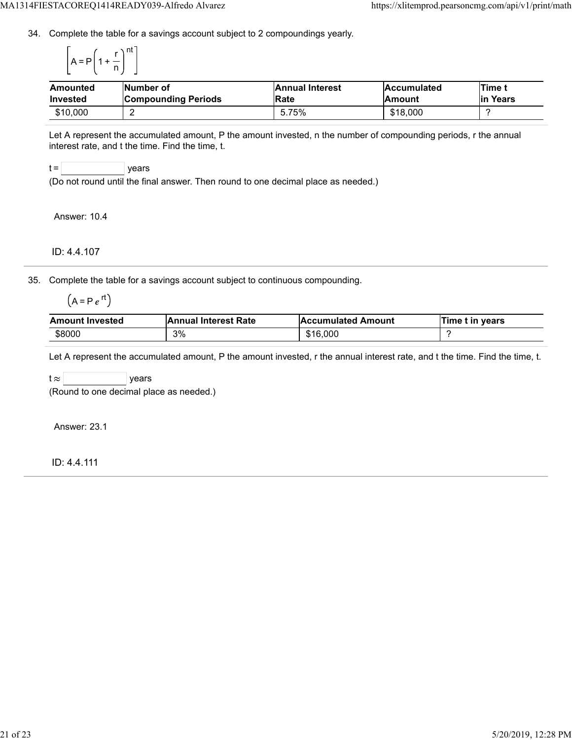34. Complete the table for a savings account subject to 2 compoundings yearly.

$$\left[A = P\left(1 + \frac{r}{n}\right)^{nt}\right]$$

| Amounted Invested | Number of Compounding Periods | Annual Interest Rate | Accumulated Amount | Time t in Years |
|---|---|---|---|---|
| \$10,000 | 2 | 5.75% | \$18,000 | ? |

Let A represent the accumulated amount, P the amount invested, n the number of compounding periods, r the annual interest rate, and t the time. Find the time, t.

t = ______ years

(Do not round until the final answer. Then round to one decimal place as needed.)

Answer: 10.4

ID: 4.4.107

35. Complete the table for a savings account subject to continuous compounding.

$$\left(A = Pe^{rt}\right)$$

| Amount Invested | Annual Interest Rate | Accumulated Amount | Time t in years |
|---|---|---|---|
| \$8000 | 3% | \$16,000 | ? |

Let A represent the accumulated amount, P the amount invested, r the annual interest rate, and t the time. Find the time, t.

$t \approx$ ______ years

(Round to one decimal place as needed.)

Answer: 23.1

ID: 4.4.111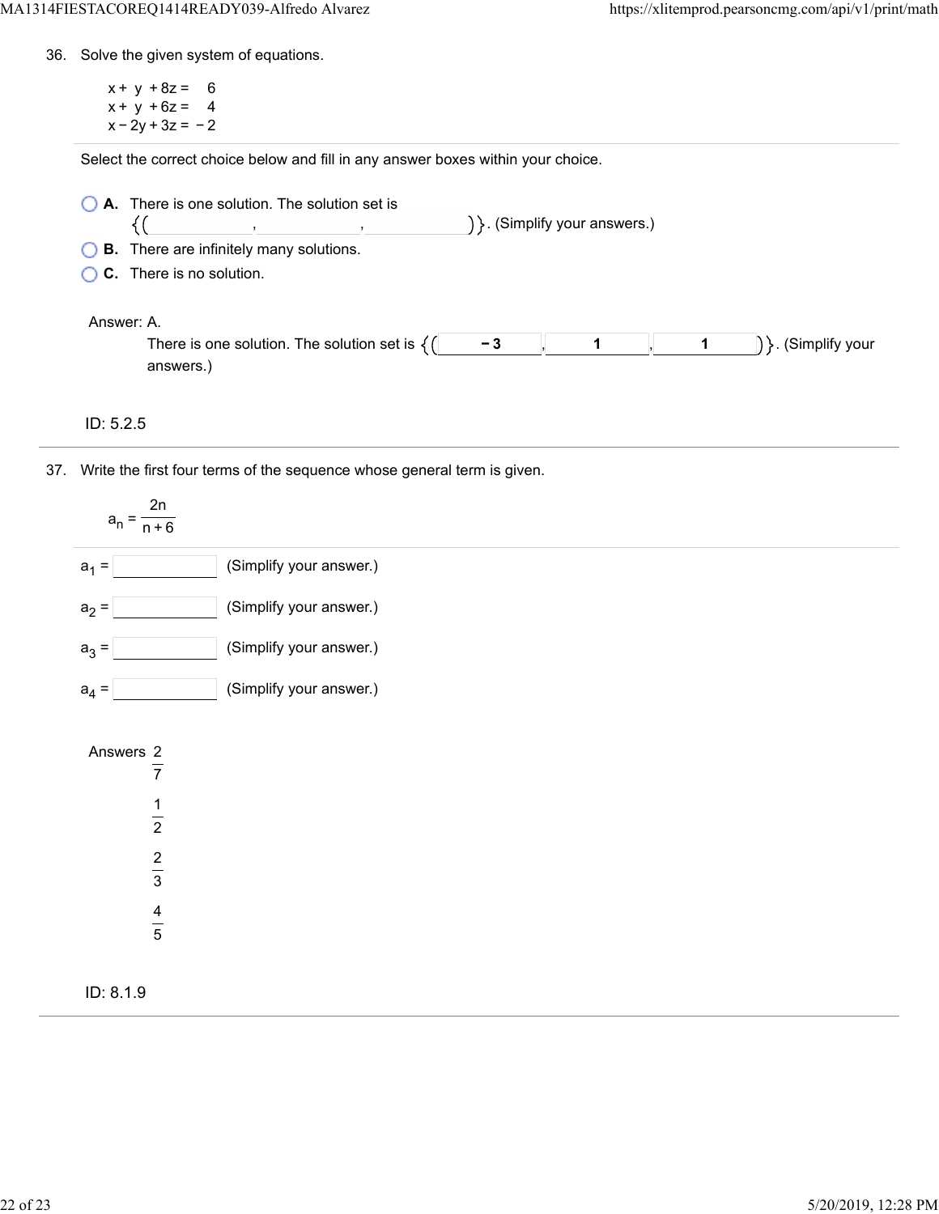36. Solve the given system of equations.

$$
\begin{aligned}
x + y + 8z &= 6 \\
x + y + 6z &= 4 \\
x - 2y + 3z &= -2
\end{aligned}
$$

Select the correct choice below and fill in any answer boxes within your choice.

- **A.** There is one solution. The solution set is {( ____ , ____ , ____ )}. (Simplify your answers.)
- **B.** There are infinitely many solutions.
- **C.** There is no solution.

Answer: A.
There is one solution. The solution set is {( **−3** , **1** , **1** )}. (Simplify your answers.)

ID: 5.2.5

---

37. Write the first four terms of the sequence whose general term is given.

$$a_n = \frac{2n}{n+6}$$

$a_1 =$ ____ (Simplify your answer.)

$a_2 =$ ____ (Simplify your answer.)

$a_3 =$ ____ (Simplify your answer.)

$a_4 =$ ____ (Simplify your answer.)

Answers $\frac{2}{7}$

$\frac{1}{2}$

$\frac{2}{3}$

$\frac{4}{5}$

ID: 8.1.9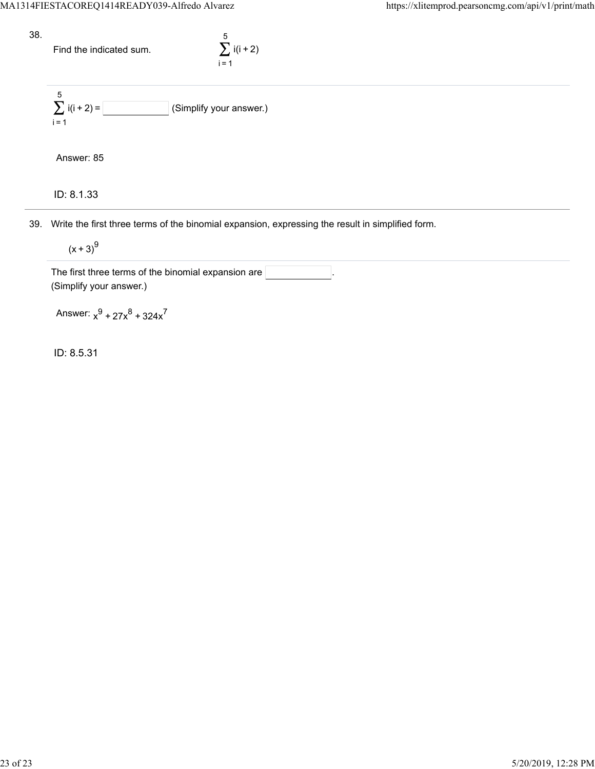38. Find the indicated sum. $\sum_{i=1}^{5} i(i+2)$

---

$\sum_{i=1}^{5} i(i+2) =$ ____________ (Simplify your answer.)

Answer: 85

ID: 8.1.33

---

39. Write the first three terms of the binomial expansion, expressing the result in simplified form.

$(x+3)^9$

---

The first three terms of the binomial expansion are ____________.
(Simplify your answer.)

Answer: $x^9 + 27x^8 + 324x^7$

ID: 8.5.31